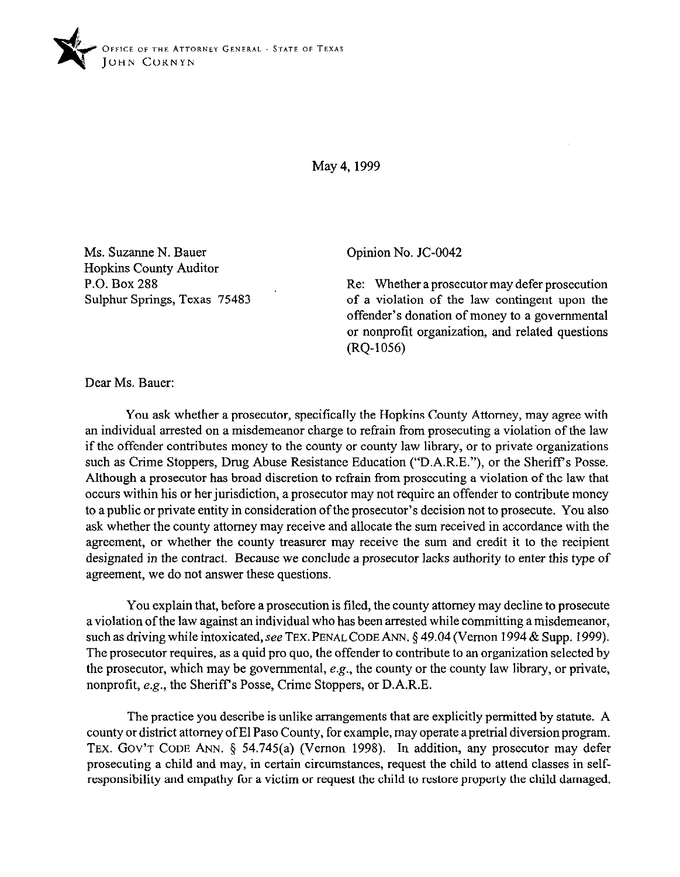OFFICE OF THE ATTORNEY GENERAL - STATE OF TEXAS
JOHN CORNYN

May 4, 1999

Ms. Suzanne N. Bauer
Hopkins County Auditor
P.O. Box 288
Sulphur Springs, Texas 75483

Opinion No. JC-0042

Re: Whether a prosecutor may defer prosecution of a violation of the law contingent upon the offender's donation of money to a governmental or nonprofit organization, and related questions (RQ-1056)

Dear Ms. Bauer:

You ask whether a prosecutor, specifically the Hopkins County Attorney, may agree with an individual arrested on a misdemeanor charge to refrain from prosecuting a violation of the law if the offender contributes money to the county or county law library, or to private organizations such as Crime Stoppers, Drug Abuse Resistance Education ("D.A.R.E."), or the Sheriff's Posse. Although a prosecutor has broad discretion to refrain from prosecuting a violation of the law that occurs within his or her jurisdiction, a prosecutor may not require an offender to contribute money to a public or private entity in consideration of the prosecutor's decision not to prosecute. You also ask whether the county attorney may receive and allocate the sum received in accordance with the agreement, or whether the county treasurer may receive the sum and credit it to the recipient designated in the contract. Because we conclude a prosecutor lacks authority to enter this type of agreement, we do not answer these questions.

You explain that, before a prosecution is filed, the county attorney may decline to prosecute a violation of the law against an individual who has been arrested while committing a misdemeanor, such as driving while intoxicated, *see* TEX. PENAL CODE ANN. § 49.04 (Vernon 1994 & Supp. 1999). The prosecutor requires, as a quid pro quo, the offender to contribute to an organization selected by the prosecutor, which may be governmental, *e.g.*, the county or the county law library, or private, nonprofit, *e.g.*, the Sheriff's Posse, Crime Stoppers, or D.A.R.E.

The practice you describe is unlike arrangements that are explicitly permitted by statute. A county or district attorney of El Paso County, for example, may operate a pretrial diversion program. TEX. GOV'T CODE ANN. § 54.745(a) (Vernon 1998). In addition, any prosecutor may defer prosecuting a child and may, in certain circumstances, request the child to attend classes in self-responsibility and empathy for a victim or request the child to restore property the child damaged.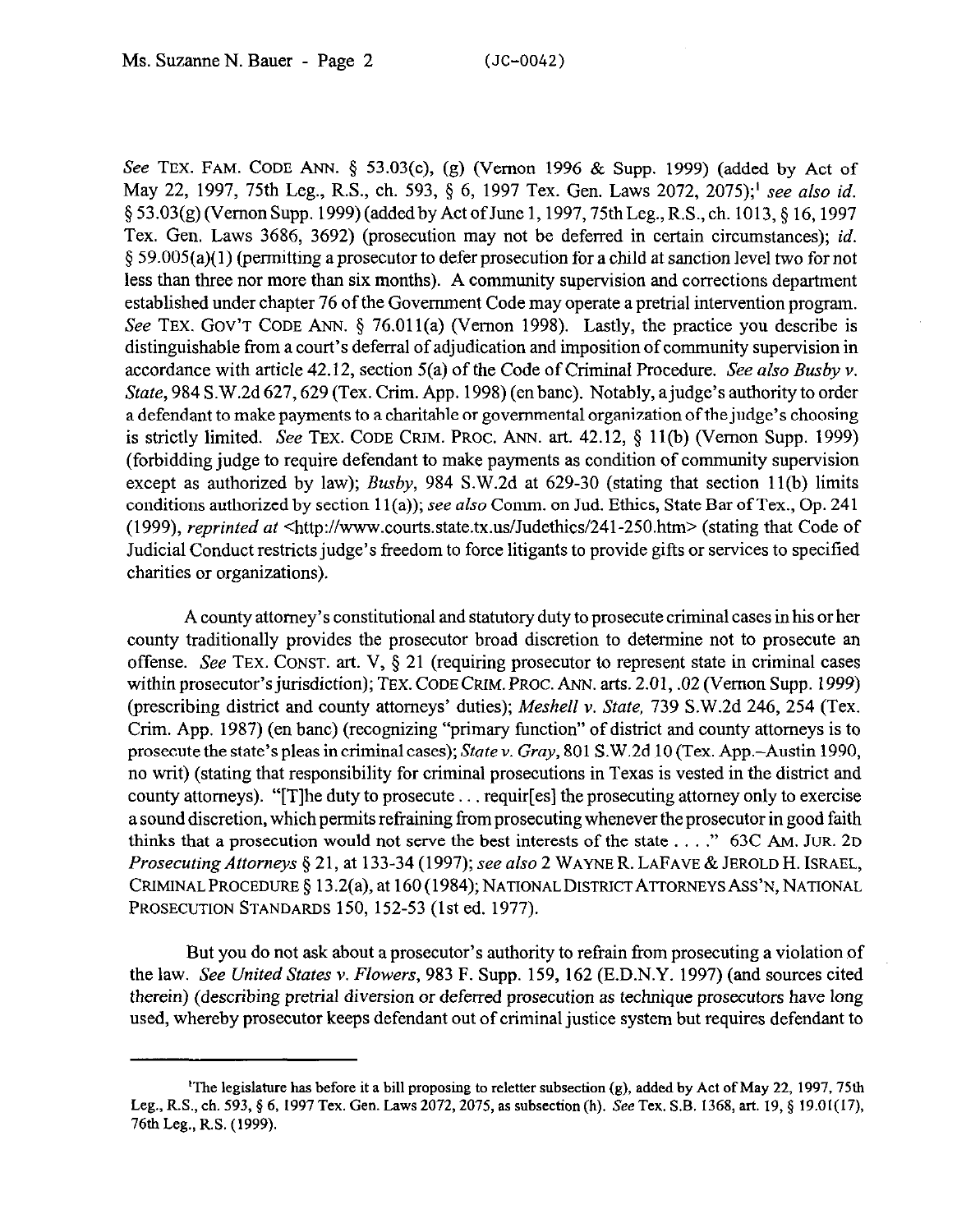*See* TEX. FAM. CODE ANN. § 53.03(c), (g) (Vernon 1996 & Supp. 1999) (added by Act of May 22, 1997, 75th Leg., R.S., ch. 593, § 6, 1997 Tex. Gen. Laws 2072, 2075);[1] *see also id.* § 53.03(g) (Vernon Supp. 1999) (added by Act of June 1, 1997, 75th Leg., R.S., ch. 1013, § 16, 1997 Tex. Gen. Laws 3686, 3692) (prosecution may not be deferred in certain circumstances); *id.* § 59.005(a)(1) (permitting a prosecutor to defer prosecution for a child at sanction level two for not less than three nor more than six months). A community supervision and corrections department established under chapter 76 of the Government Code may operate a pretrial intervention program. *See* TEX. GOV'T CODE ANN. § 76.011(a) (Vernon 1998). Lastly, the practice you describe is distinguishable from a court's deferral of adjudication and imposition of community supervision in accordance with article 42.12, section 5(a) of the Code of Criminal Procedure. *See also Busby v. State*, 984 S.W.2d 627, 629 (Tex. Crim. App. 1998) (en banc). Notably, a judge's authority to order a defendant to make payments to a charitable or governmental organization of the judge's choosing is strictly limited. *See* TEX. CODE CRIM. PROC. ANN. art. 42.12, § 11(b) (Vernon Supp. 1999) (forbidding judge to require defendant to make payments as condition of community supervision except as authorized by law); *Busby*, 984 S.W.2d at 629-30 (stating that section 11(b) limits conditions authorized by section 11(a)); *see also* Comm. on Jud. Ethics, State Bar of Tex., Op. 241 (1999), *reprinted at* <http://www.courts.state.tx.us/Judethics/241-250.htm> (stating that Code of Judicial Conduct restricts judge's freedom to force litigants to provide gifts or services to specified charities or organizations).

A county attorney's constitutional and statutory duty to prosecute criminal cases in his or her county traditionally provides the prosecutor broad discretion to determine not to prosecute an offense. *See* TEX. CONST. art. V, § 21 (requiring prosecutor to represent state in criminal cases within prosecutor's jurisdiction); TEX. CODE CRIM. PROC. ANN. arts. 2.01, .02 (Vernon Supp. 1999) (prescribing district and county attorneys' duties); *Meshell v. State,* 739 S.W.2d 246, 254 (Tex. Crim. App. 1987) (en banc) (recognizing "primary function" of district and county attorneys is to prosecute the state's pleas in criminal cases); *State v. Gray*, 801 S.W.2d 10 (Tex. App.–Austin 1990, no writ) (stating that responsibility for criminal prosecutions in Texas is vested in the district and county attorneys). "[T]he duty to prosecute . . . requir[es] the prosecuting attorney only to exercise a sound discretion, which permits refraining from prosecuting whenever the prosecutor in good faith thinks that a prosecution would not serve the best interests of the state . . . ." 63C AM. JUR. 2D *Prosecuting Attorneys* § 21, at 133-34 (1997); *see also* 2 WAYNE R. LAFAVE & JEROLD H. ISRAEL, CRIMINAL PROCEDURE § 13.2(a), at 160 (1984); NATIONAL DISTRICT ATTORNEYS ASS'N, NATIONAL PROSECUTION STANDARDS 150, 152-53 (1st ed. 1977).

But you do not ask about a prosecutor's authority to refrain from prosecuting a violation of the law. *See United States v. Flowers*, 983 F. Supp. 159, 162 (E.D.N.Y. 1997) (and sources cited therein) (describing pretrial diversion or deferred prosecution as technique prosecutors have long used, whereby prosecutor keeps defendant out of criminal justice system but requires defendant to

---

[1]The legislature has before it a bill proposing to reletter subsection (g), added by Act of May 22, 1997, 75th Leg., R.S., ch. 593, § 6, 1997 Tex. Gen. Laws 2072, 2075, as subsection (h). *See* Tex. S.B. 1368, art. 19, § 19.01(17), 76th Leg., R.S. (1999).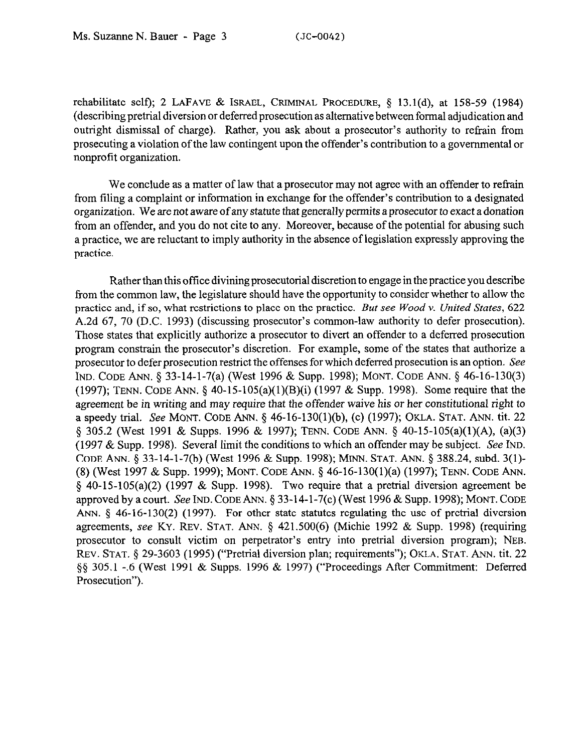rehabilitate self); 2 LAFAVE & ISRAEL, CRIMINAL PROCEDURE, § 13.1(d), at 158-59 (1984) (describing pretrial diversion or deferred prosecution as alternative between formal adjudication and outright dismissal of charge). Rather, you ask about a prosecutor's authority to refrain from prosecuting a violation of the law contingent upon the offender's contribution to a governmental or nonprofit organization.

We conclude as a matter of law that a prosecutor may not agree with an offender to refrain from filing a complaint or information in exchange for the offender's contribution to a designated organization. We are not aware of any statute that generally permits a prosecutor to exact a donation from an offender, and you do not cite to any. Moreover, because of the potential for abusing such a practice, we are reluctant to imply authority in the absence of legislation expressly approving the practice.

Rather than this office divining prosecutorial discretion to engage in the practice you describe from the common law, the legislature should have the opportunity to consider whether to allow the practice and, if so, what restrictions to place on the practice. *But see Wood v. United States*, 622 A.2d 67, 70 (D.C. 1993) (discussing prosecutor's common-law authority to defer prosecution). Those states that explicitly authorize a prosecutor to divert an offender to a deferred prosecution program constrain the prosecutor's discretion. For example, some of the states that authorize a prosecutor to defer prosecution restrict the offenses for which deferred prosecution is an option. *See* IND. CODE ANN. § 33-14-1-7(a) (West 1996 & Supp. 1998); MONT. CODE ANN. § 46-16-130(3) (1997); TENN. CODE ANN. § 40-15-105(a)(1)(B)(i) (1997 & Supp. 1998). Some require that the agreement be in writing and may require that the offender waive his or her constitutional right to a speedy trial. *See* MONT. CODE ANN. § 46-16-130(1)(b), (c) (1997); OKLA. STAT. ANN. tit. 22 § 305.2 (West 1991 & Supps. 1996 & 1997); TENN. CODE ANN. § 40-15-105(a)(1)(A), (a)(3) (1997 & Supp. 1998). Several limit the conditions to which an offender may be subject. *See* IND. CODE ANN. § 33-14-1-7(b) (West 1996 & Supp. 1998); MINN. STAT. ANN. § 388.24, subd. 3(1)-(8) (West 1997 & Supp. 1999); MONT. CODE ANN. § 46-16-130(1)(a) (1997); TENN. CODE ANN. § 40-15-105(a)(2) (1997 & Supp. 1998). Two require that a pretrial diversion agreement be approved by a court. *See* IND. CODE ANN. § 33-14-1-7(c) (West 1996 & Supp. 1998); MONT. CODE ANN. § 46-16-130(2) (1997). For other state statutes regulating the use of pretrial diversion agreements, *see* KY. REV. STAT. ANN. § 421.500(6) (Michie 1992 & Supp. 1998) (requiring prosecutor to consult victim on perpetrator's entry into pretrial diversion program); NEB. REV. STAT. § 29-3603 (1995) ("Pretrial diversion plan; requirements"); OKLA. STAT. ANN. tit. 22 §§ 305.1 -.6 (West 1991 & Supps. 1996 & 1997) ("Proceedings After Commitment: Deferred Prosecution").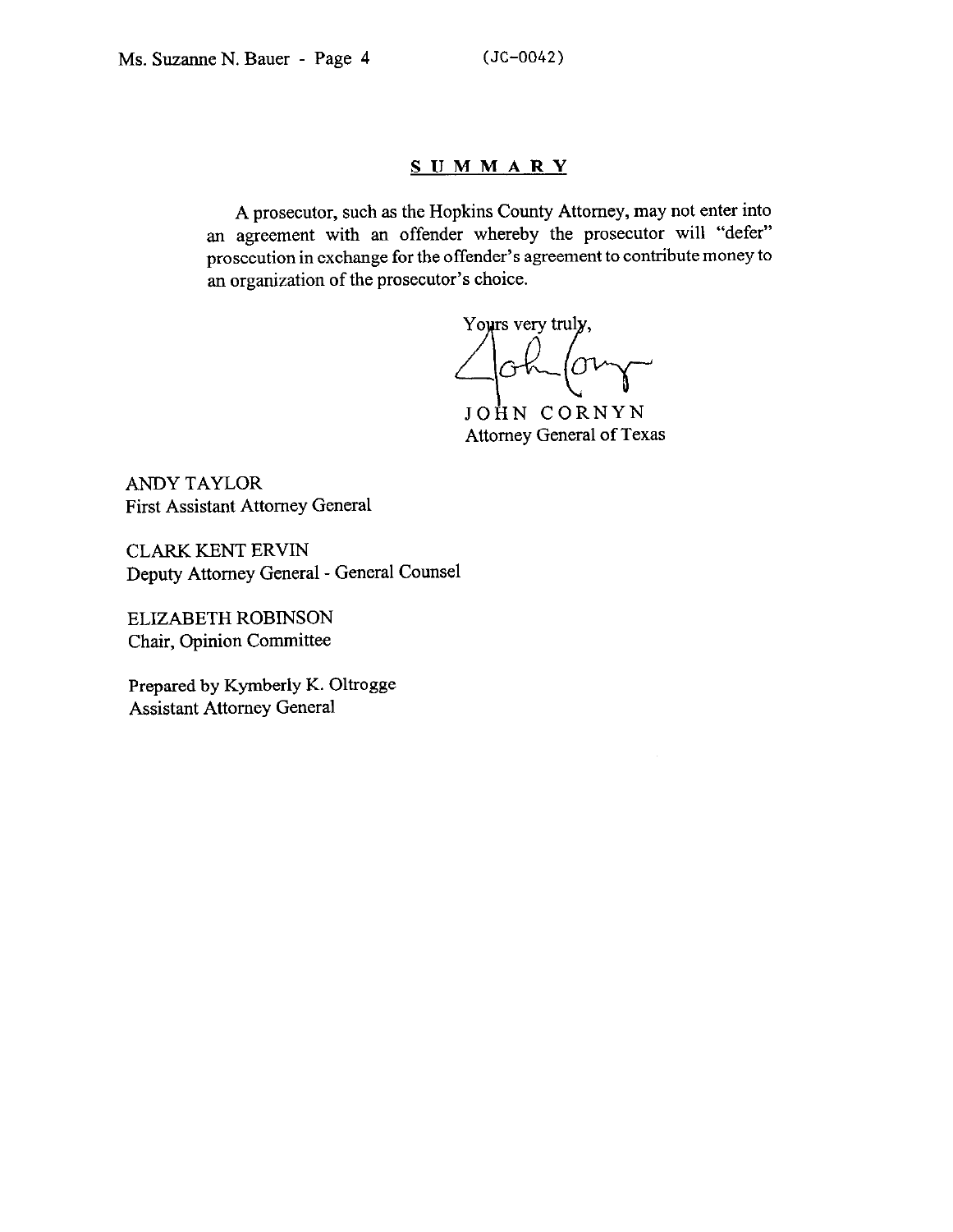## SUMMARY

A prosecutor, such as the Hopkins County Attorney, may not enter into an agreement with an offender whereby the prosecutor will "defer" prosecution in exchange for the offender's agreement to contribute money to an organization of the prosecutor's choice.

Yours very truly,

JOHN CORNYN
Attorney General of Texas

ANDY TAYLOR
First Assistant Attorney General

CLARK KENT ERVIN
Deputy Attorney General - General Counsel

ELIZABETH ROBINSON
Chair, Opinion Committee

Prepared by Kymberly K. Oltrogge
Assistant Attorney General